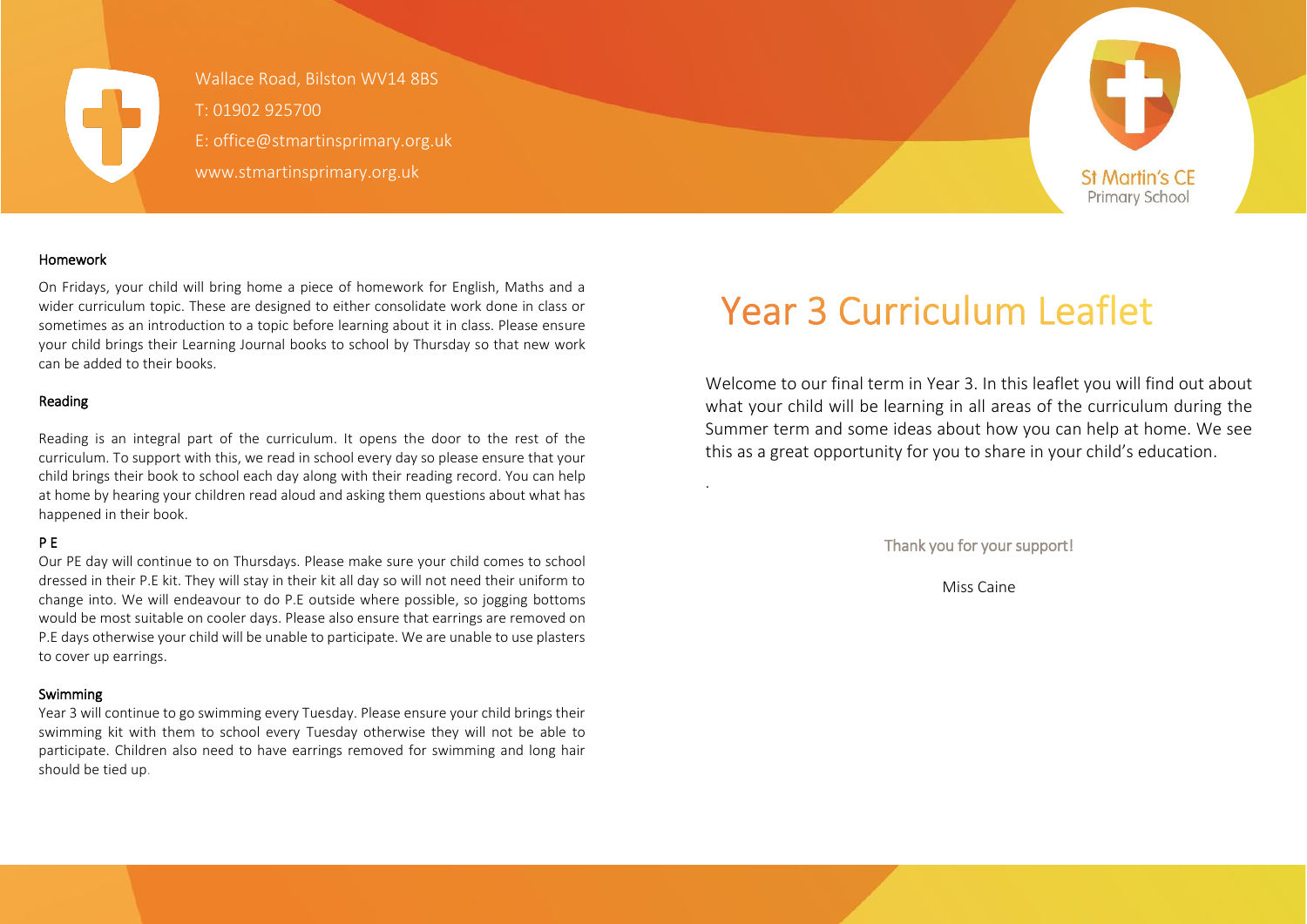Wallace Road, Bilston WV14 8BS

T: 01902 925700

E: office@stmartinsprimary.org.uk

www.stmartinsprimary.org.uk

St Martin's CE Primary School

### Homework

On Fridays, your child will bring home a piece of homework for English, Maths and a wider curriculum topic. These are designed to either consolidate work done in class or sometimes as an introduction to a topic before learning about it in class. Please ensure your child brings their Learning Journal books to school by Thursday so that new work can be added to their books.

### Reading

Reading is an integral part of the curriculum. It opens the door to the rest of the curriculum. To support with this, we read in school every day so please ensure that your child brings their book to school each day along with their reading record. You can help at home by hearing your children read aloud and asking them questions about what has happened in their book.

### P E

Our PE day will continue to on Thursdays. Please make sure your child comes to school dressed in their P.E kit. They will stay in their kit all day so will not need their uniform to change into. We will endeavour to do P.E outside where possible, so jogging bottoms would be most suitable on cooler days. Please also ensure that earrings are removed on P.E days otherwise your child will be unable to participate. We are unable to use plasters to cover up earrings.

### Swimming

Year 3 will continue to go swimming every Tuesday. Please ensure your child brings their swimming kit with them to school every Tuesday otherwise they will not be able to participate. Children also need to have earrings removed for swimming and long hair should be tied up.

# Year 3 Curriculum Leaflet

Welcome to our final term in Year 3. In this leaflet you will find out about what your child will be learning in all areas of the curriculum during the Summer term and some ideas about how you can help at home. We see this as a great opportunity for you to share in your child's education.

.

Thank you for your support!

Miss Caine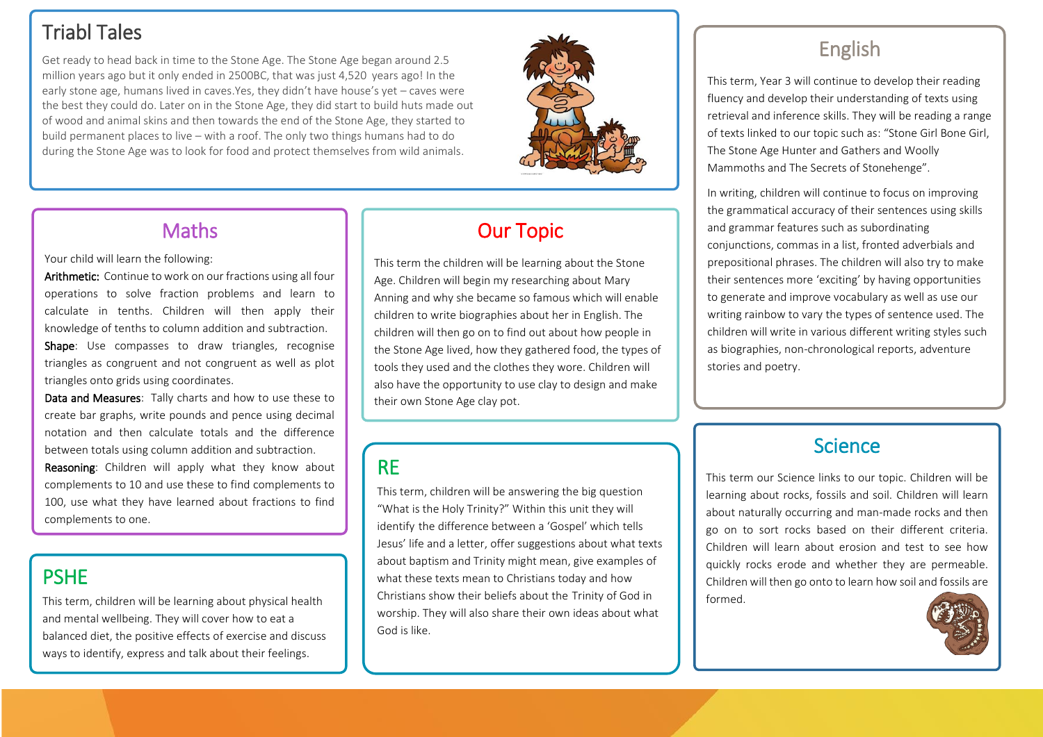## Triabl Tales

Get ready to head back in time to the Stone Age. The Stone Age began around 2.5 million years ago but it only ended in 2500BC, that was just 4,520 years ago! In the early stone age, humans lived in caves.Yes, they didn't have house's yet – caves were the best they could do. Later on in the Stone Age, they did start to build huts made out of wood and animal skins and then towards the end of the Stone Age, they started to build permanent places to live – with a roof. The only two things humans had to do during the Stone Age was to look for food and protect themselves from wild animals.

## Maths

Your child will learn the following:

**Arithmetic:** Continue to work on our fractions using all four operations to solve fraction problems and learn to calculate in tenths. Children will then apply their knowledge of tenths to column addition and subtraction.

**Shape**: Use compasses to draw triangles, recognise triangles as congruent and not congruent as well as plot triangles onto grids using coordinates.

**Data and Measures**: Tally charts and how to use these to create bar graphs, write pounds and pence using decimal notation and then calculate totals and the difference between totals using column addition and subtraction.

**Reasoning**: Children will apply what they know about complements to 10 and use these to find complements to 100, use what they have learned about fractions to find complements to one.

## PSHE

This term, children will be learning about physical health and mental wellbeing. They will cover how to eat a balanced diet, the positive effects of exercise and discuss ways to identify, express and talk about their feelings.

## Our Topic

This term the children will be learning about the Stone Age. Children will begin my researching about Mary Anning and why she became so famous which will enable children to write biographies about her in English. The children will then go on to find out about how people in the Stone Age lived, how they gathered food, the types of tools they used and the clothes they wore. Children will also have the opportunity to use clay to design and make their own Stone Age clay pot.

## RE

This term, children will be answering the big question "What is the Holy Trinity?" Within this unit they will identify the difference between a 'Gospel' which tells Jesus' life and a letter, offer suggestions about what texts about baptism and Trinity might mean, give examples of what these texts mean to Christians today and how Christians show their beliefs about the Trinity of God in worship. They will also share their own ideas about what God is like.

## English

This term, Year 3 will continue to develop their reading fluency and develop their understanding of texts using retrieval and inference skills. They will be reading a range of texts linked to our topic such as: "Stone Girl Bone Girl, The Stone Age Hunter and Gathers and Woolly Mammoths and The Secrets of Stonehenge".

In writing, children will continue to focus on improving the grammatical accuracy of their sentences using skills and grammar features such as subordinating conjunctions, commas in a list, fronted adverbials and prepositional phrases. The children will also try to make their sentences more 'exciting' by having opportunities to generate and improve vocabulary as well as use our writing rainbow to vary the types of sentence used. The children will write in various different writing styles such as biographies, non-chronological reports, adventure stories and poetry.

## Science

This term our Science links to our topic. Children will be learning about rocks, fossils and soil. Children will learn about naturally occurring and man-made rocks and then go on to sort rocks based on their different criteria. Children will learn about erosion and test to see how quickly rocks erode and whether they are permeable. Children will then go onto to learn how soil and fossils are formed.